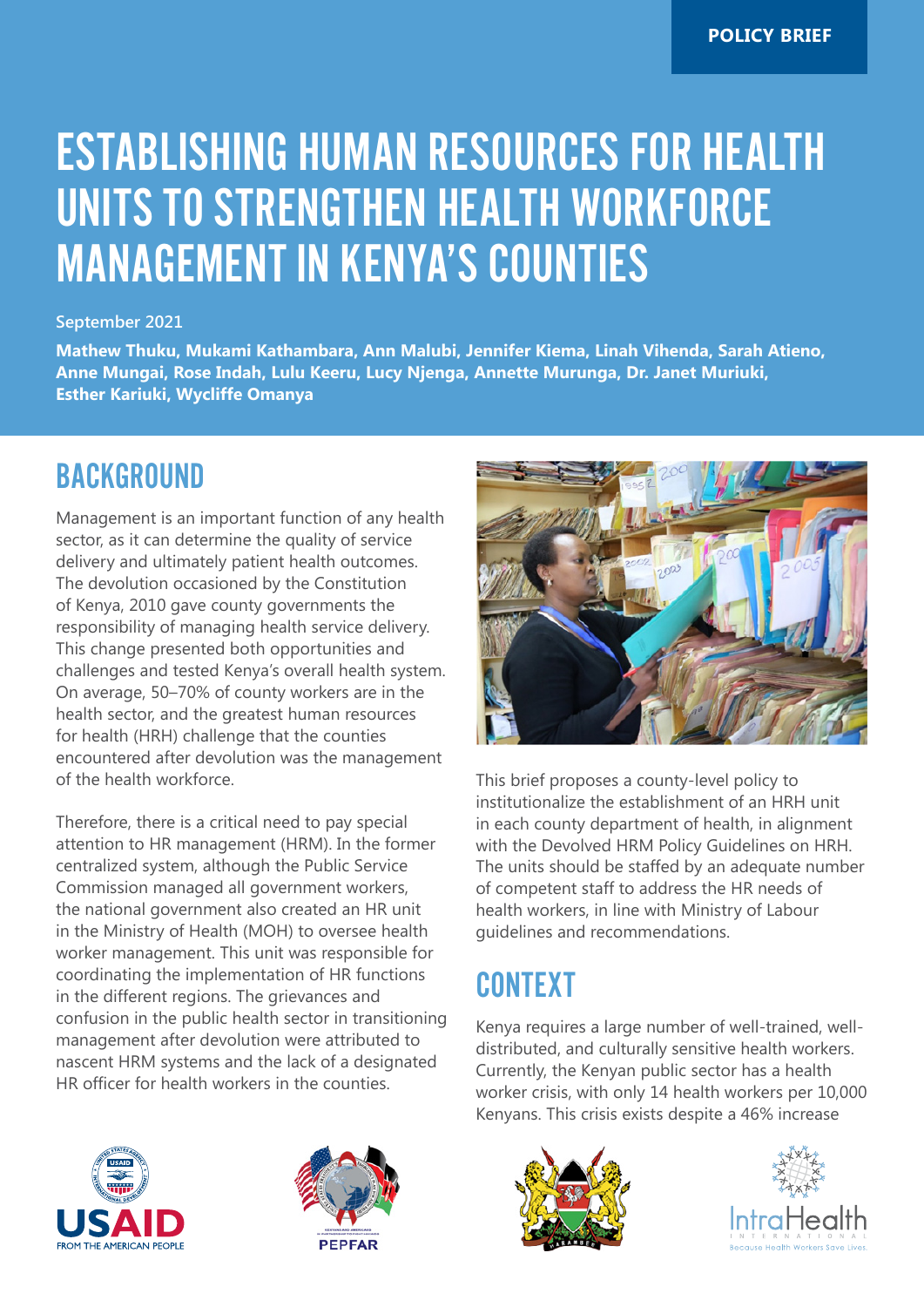POLICY BRIEF

# ESTABLISHING HUMAN RESOURCES FOR HEALTH UNITS TO STRENGTHEN HEALTH WORKFORCE MANAGEMENT IN KENYA'S COUNTIES

September 2021

**Mathew Thuku, Mukami Kathambara, Ann Malubi, Jennifer Kiema, Linah Vihenda, Sarah Atieno, Anne Mungai, Rose Indah, Lulu Keeru, Lucy Njenga, Annette Murunga, Dr. Janet Muriuki, Esther Kariuki, Wycliffe Omanya**

## BACKGROUND

Management is an important function of any health sector, as it can determine the quality of service delivery and ultimately patient health outcomes. The devolution occasioned by the Constitution of Kenya, 2010 gave county governments the responsibility of managing health service delivery. This change presented both opportunities and challenges and tested Kenya's overall health system. On average, 50–70% of county workers are in the health sector, and the greatest human resources for health (HRH) challenge that the counties encountered after devolution was the management of the health workforce.

Therefore, there is a critical need to pay special attention to HR management (HRM). In the former centralized system, although the Public Service Commission managed all government workers, the national government also created an HR unit in the Ministry of Health (MOH) to oversee health worker management. This unit was responsible for coordinating the implementation of HR functions in the different regions. The grievances and confusion in the public health sector in transitioning management after devolution were attributed to nascent HRM systems and the lack of a designated HR officer for health workers in the counties.

This brief proposes a county-level policy to institutionalize the establishment of an HRH unit in each county department of health, in alignment with the Devolved HRM Policy Guidelines on HRH. The units should be staffed by an adequate number of competent staff to address the HR needs of health workers, in line with Ministry of Labour guidelines and recommendations.

## CONTEXT

Kenya requires a large number of well-trained, well-distributed, and culturally sensitive health workers. Currently, the Kenyan public sector has a health worker crisis, with only 14 health workers per 10,000 Kenyans. This crisis exists despite a 46% increase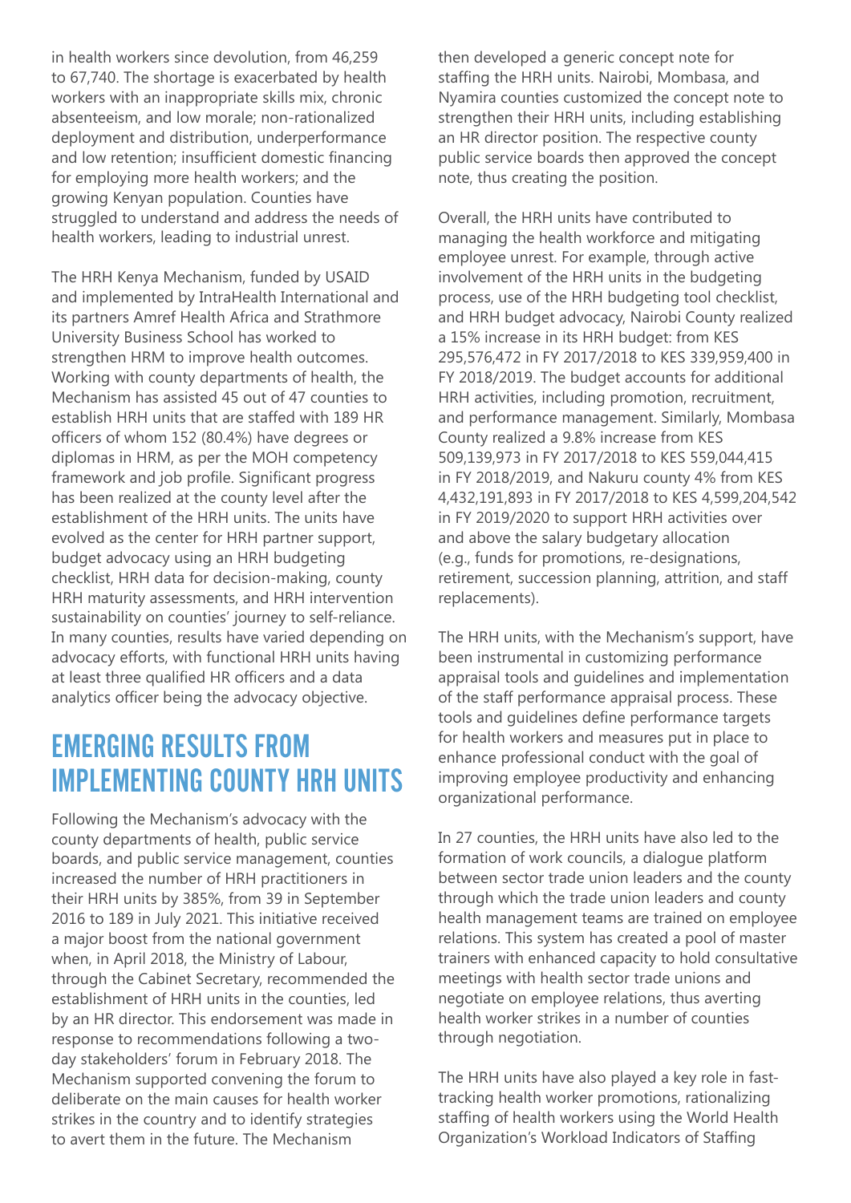in health workers since devolution, from 46,259 to 67,740. The shortage is exacerbated by health workers with an inappropriate skills mix, chronic absenteeism, and low morale; non-rationalized deployment and distribution, underperformance and low retention; insufficient domestic financing for employing more health workers; and the growing Kenyan population. Counties have struggled to understand and address the needs of health workers, leading to industrial unrest.

The HRH Kenya Mechanism, funded by USAID and implemented by IntraHealth International and its partners Amref Health Africa and Strathmore University Business School has worked to strengthen HRM to improve health outcomes. Working with county departments of health, the Mechanism has assisted 45 out of 47 counties to establish HRH units that are staffed with 189 HR officers of whom 152 (80.4%) have degrees or diplomas in HRM, as per the MOH competency framework and job profile. Significant progress has been realized at the county level after the establishment of the HRH units. The units have evolved as the center for HRH partner support, budget advocacy using an HRH budgeting checklist, HRH data for decision-making, county HRH maturity assessments, and HRH intervention sustainability on counties' journey to self-reliance. In many counties, results have varied depending on advocacy efforts, with functional HRH units having at least three qualified HR officers and a data analytics officer being the advocacy objective.

## EMERGING RESULTS FROM IMPLEMENTING COUNTY HRH UNITS

Following the Mechanism's advocacy with the county departments of health, public service boards, and public service management, counties increased the number of HRH practitioners in their HRH units by 385%, from 39 in September 2016 to 189 in July 2021. This initiative received a major boost from the national government when, in April 2018, the Ministry of Labour, through the Cabinet Secretary, recommended the establishment of HRH units in the counties, led by an HR director. This endorsement was made in response to recommendations following a two-day stakeholders' forum in February 2018. The Mechanism supported convening the forum to deliberate on the main causes for health worker strikes in the country and to identify strategies to avert them in the future. The Mechanism then developed a generic concept note for staffing the HRH units. Nairobi, Mombasa, and Nyamira counties customized the concept note to strengthen their HRH units, including establishing an HR director position. The respective county public service boards then approved the concept note, thus creating the position.

Overall, the HRH units have contributed to managing the health workforce and mitigating employee unrest. For example, through active involvement of the HRH units in the budgeting process, use of the HRH budgeting tool checklist, and HRH budget advocacy, Nairobi County realized a 15% increase in its HRH budget: from KES 295,576,472 in FY 2017/2018 to KES 339,959,400 in FY 2018/2019. The budget accounts for additional HRH activities, including promotion, recruitment, and performance management. Similarly, Mombasa County realized a 9.8% increase from KES 509,139,973 in FY 2017/2018 to KES 559,044,415 in FY 2018/2019, and Nakuru county 4% from KES 4,432,191,893 in FY 2017/2018 to KES 4,599,204,542 in FY 2019/2020 to support HRH activities over and above the salary budgetary allocation (e.g., funds for promotions, re-designations, retirement, succession planning, attrition, and staff replacements).

The HRH units, with the Mechanism's support, have been instrumental in customizing performance appraisal tools and guidelines and implementation of the staff performance appraisal process. These tools and guidelines define performance targets for health workers and measures put in place to enhance professional conduct with the goal of improving employee productivity and enhancing organizational performance.

In 27 counties, the HRH units have also led to the formation of work councils, a dialogue platform between sector trade union leaders and the county through which the trade union leaders and county health management teams are trained on employee relations. This system has created a pool of master trainers with enhanced capacity to hold consultative meetings with health sector trade unions and negotiate on employee relations, thus averting health worker strikes in a number of counties through negotiation.

The HRH units have also played a key role in fast-tracking health worker promotions, rationalizing staffing of health workers using the World Health Organization's Workload Indicators of Staffing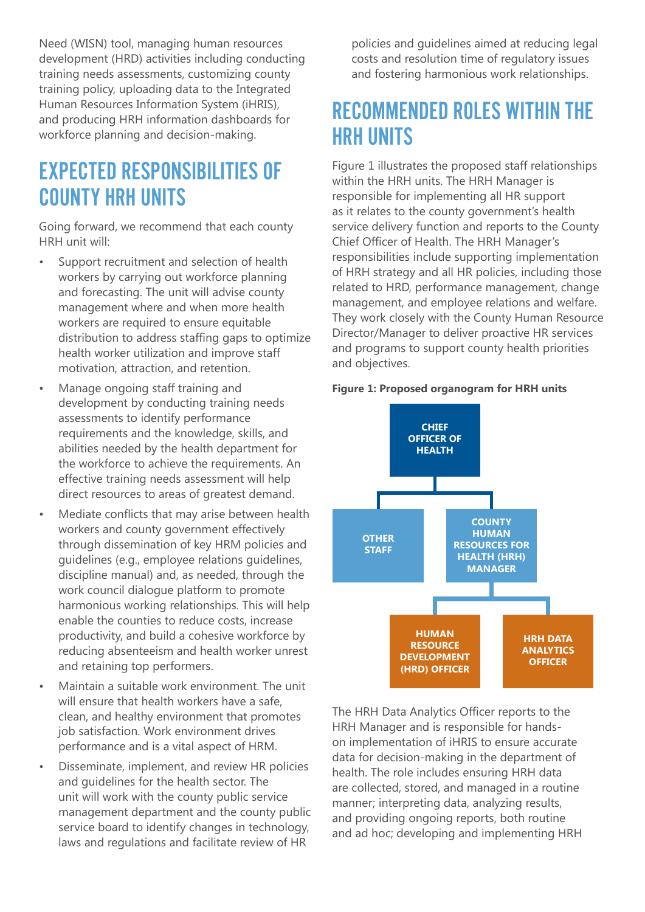Need (WISN) tool, managing human resources development (HRD) activities including conducting training needs assessments, customizing county training policy, uploading data to the Integrated Human Resources Information System (iHRIS), and producing HRH information dashboards for workforce planning and decision-making.

## EXPECTED RESPONSIBILITIES OF COUNTY HRH UNITS

Going forward, we recommend that each county HRH unit will:

- Support recruitment and selection of health workers by carrying out workforce planning and forecasting. The unit will advise county management where and when more health workers are required to ensure equitable distribution to address staffing gaps to optimize health worker utilization and improve staff motivation, attraction, and retention.
- Manage ongoing staff training and development by conducting training needs assessments to identify performance requirements and the knowledge, skills, and abilities needed by the health department for the workforce to achieve the requirements. An effective training needs assessment will help direct resources to areas of greatest demand.
- Mediate conflicts that may arise between health workers and county government effectively through dissemination of key HRM policies and guidelines (e.g., employee relations guidelines, discipline manual) and, as needed, through the work council dialogue platform to promote harmonious working relationships. This will help enable the counties to reduce costs, increase productivity, and build a cohesive workforce by reducing absenteeism and health worker unrest and retaining top performers.
- Maintain a suitable work environment. The unit will ensure that health workers have a safe, clean, and healthy environment that promotes job satisfaction. Work environment drives performance and is a vital aspect of HRM.
- Disseminate, implement, and review HR policies and guidelines for the health sector. The unit will work with the county public service management department and the county public service board to identify changes in technology, laws and regulations and facilitate review of HR policies and guidelines aimed at reducing legal costs and resolution time of regulatory issues and fostering harmonious work relationships.

## RECOMMENDED ROLES WITHIN THE HRH UNITS

Figure 1 illustrates the proposed staff relationships within the HRH units. The HRH Manager is responsible for implementing all HR support as it relates to the county government's health service delivery function and reports to the County Chief Officer of Health. The HRH Manager's responsibilities include supporting implementation of HRH strategy and all HR policies, including those related to HRD, performance management, change management, and employee relations and welfare. They work closely with the County Human Resource Director/Manager to deliver proactive HR services and programs to support county health priorities and objectives.

**Figure 1: Proposed organogram for HRH units**

- CHIEF OFFICER OF HEALTH
  - OTHER STAFF
  - COUNTY HUMAN RESOURCES FOR HEALTH (HRH) MANAGER
    - HUMAN RESOURCE DEVELOPMENT (HRD) OFFICER
    - HRH DATA ANALYTICS OFFICER

The HRH Data Analytics Officer reports to the HRH Manager and is responsible for hands-on implementation of iHRIS to ensure accurate data for decision-making in the department of health. The role includes ensuring HRH data are collected, stored, and managed in a routine manner; interpreting data, analyzing results, and providing ongoing reports, both routine and ad hoc; developing and implementing HRH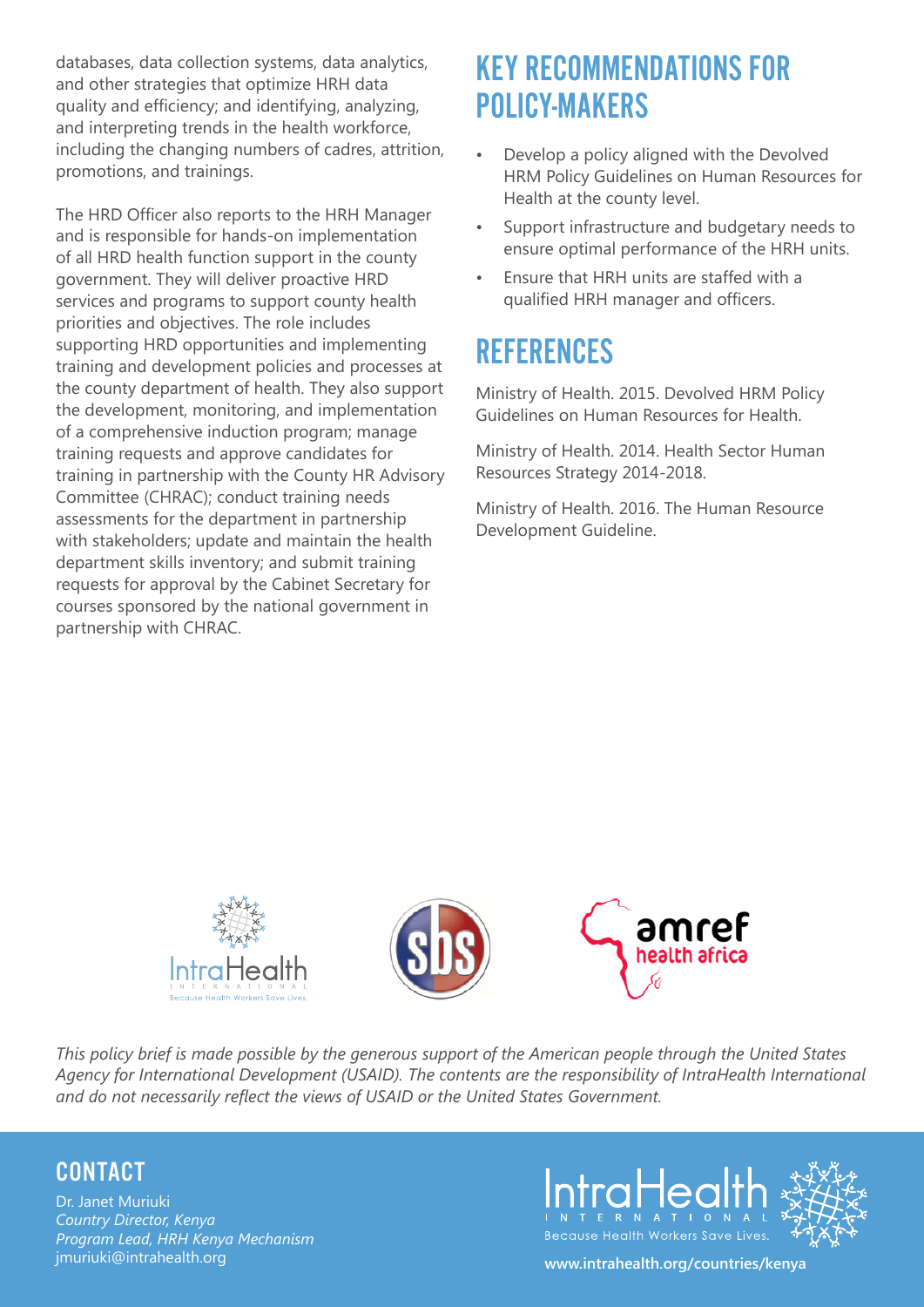databases, data collection systems, data analytics, and other strategies that optimize HRH data quality and efficiency; and identifying, analyzing, and interpreting trends in the health workforce, including the changing numbers of cadres, attrition, promotions, and trainings.

The HRD Officer also reports to the HRH Manager and is responsible for hands-on implementation of all HRD health function support in the county government. They will deliver proactive HRD services and programs to support county health priorities and objectives. The role includes supporting HRD opportunities and implementing training and development policies and processes at the county department of health. They also support the development, monitoring, and implementation of a comprehensive induction program; manage training requests and approve candidates for training in partnership with the County HR Advisory Committee (CHRAC); conduct training needs assessments for the department in partnership with stakeholders; update and maintain the health department skills inventory; and submit training requests for approval by the Cabinet Secretary for courses sponsored by the national government in partnership with CHRAC.

## KEY RECOMMENDATIONS FOR POLICY-MAKERS

- Develop a policy aligned with the Devolved HRM Policy Guidelines on Human Resources for Health at the county level.
- Support infrastructure and budgetary needs to ensure optimal performance of the HRH units.
- Ensure that HRH units are staffed with a qualified HRH manager and officers.

## REFERENCES

Ministry of Health. 2015. Devolved HRM Policy Guidelines on Human Resources for Health.

Ministry of Health. 2014. Health Sector Human Resources Strategy 2014-2018.

Ministry of Health. 2016. The Human Resource Development Guideline.

IntraHealth INTERNATIONAL Because Health Workers Save Lives.

SDS

amref health africa

*This policy brief is made possible by the generous support of the American people through the United States Agency for International Development (USAID). The contents are the responsibility of IntraHealth International and do not necessarily reflect the views of USAID or the United States Government.*

## CONTACT

Dr. Janet Muriuki
*Country Director, Kenya*
*Program Lead, HRH Kenya Mechanism*
jmuriuki@intrahealth.org

IntraHealth INTERNATIONAL Because Health Workers Save Lives.

**www.intrahealth.org/countries/kenya**